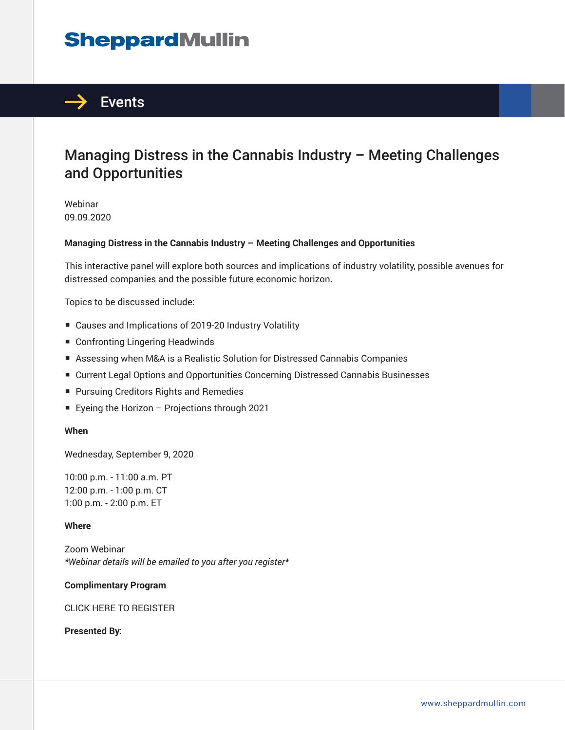# SheppardMullin

## Events

# Managing Distress in the Cannabis Industry – Meeting Challenges and Opportunities

Webinar
09.09.2020

**Managing Distress in the Cannabis Industry – Meeting Challenges and Opportunities**

This interactive panel will explore both sources and implications of industry volatility, possible avenues for distressed companies and the possible future economic horizon.

Topics to be discussed include:

- Causes and Implications of 2019-20 Industry Volatility
- Confronting Lingering Headwinds
- Assessing when M&A is a Realistic Solution for Distressed Cannabis Companies
- Current Legal Options and Opportunities Concerning Distressed Cannabis Businesses
- Pursuing Creditors Rights and Remedies
- Eyeing the Horizon – Projections through 2021

**When**

Wednesday, September 9, 2020

10:00 p.m. - 11:00 a.m. PT
12:00 p.m. - 1:00 p.m. CT
1:00 p.m. - 2:00 p.m. ET

**Where**

Zoom Webinar
*\*Webinar details will be emailed to you after you register\**

**Complimentary Program**

CLICK HERE TO REGISTER

**Presented By:**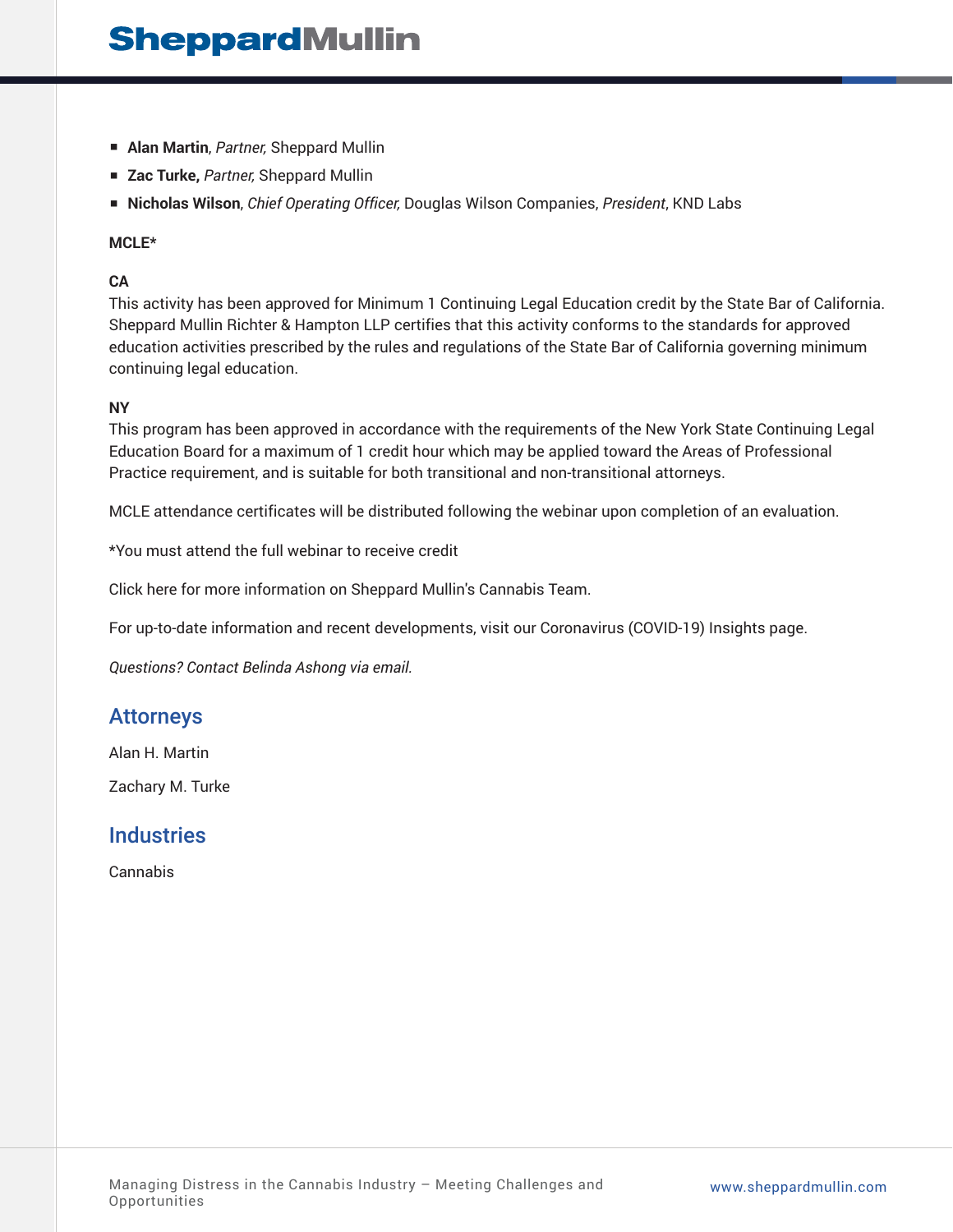- **Alan Martin**, *Partner,* Sheppard Mullin
- **Zac Turke,** *Partner,* Sheppard Mullin
- **Nicholas Wilson**, *Chief Operating Officer,* Douglas Wilson Companies, *President*, KND Labs

**MCLE***

**CA**
This activity has been approved for Minimum 1 Continuing Legal Education credit by the State Bar of California. Sheppard Mullin Richter & Hampton LLP certifies that this activity conforms to the standards for approved education activities prescribed by the rules and regulations of the State Bar of California governing minimum continuing legal education.

**NY**
This program has been approved in accordance with the requirements of the New York State Continuing Legal Education Board for a maximum of 1 credit hour which may be applied toward the Areas of Professional Practice requirement, and is suitable for both transitional and non-transitional attorneys.

MCLE attendance certificates will be distributed following the webinar upon completion of an evaluation.

*You must attend the full webinar to receive credit

Click here for more information on Sheppard Mullin's Cannabis Team.

For up-to-date information and recent developments, visit our Coronavirus (COVID-19) Insights page.

*Questions? Contact Belinda Ashong via email.*

## Attorneys

Alan H. Martin

Zachary M. Turke

## Industries

Cannabis